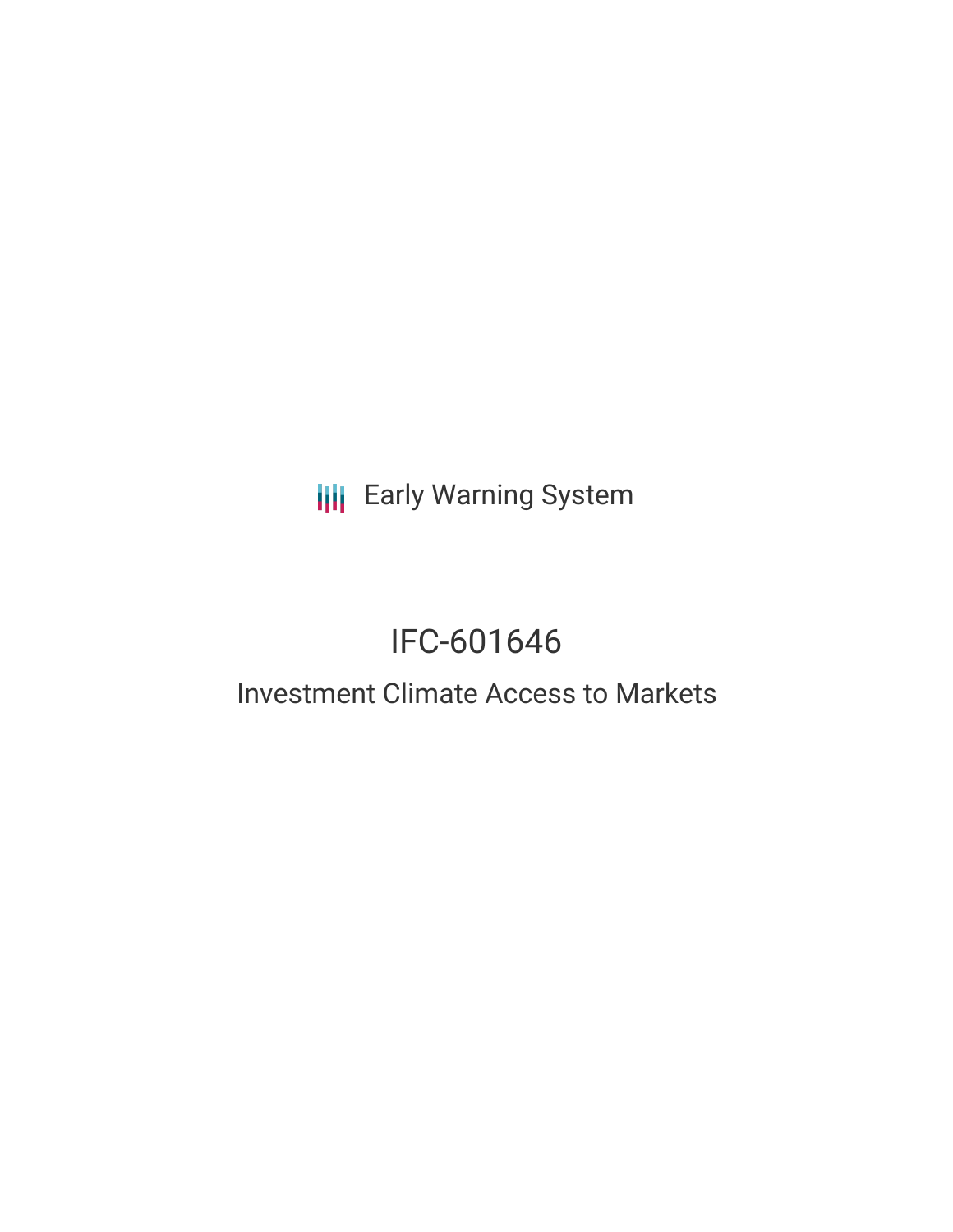Early Warning System

# IFC-601646

## Investment Climate Access to Markets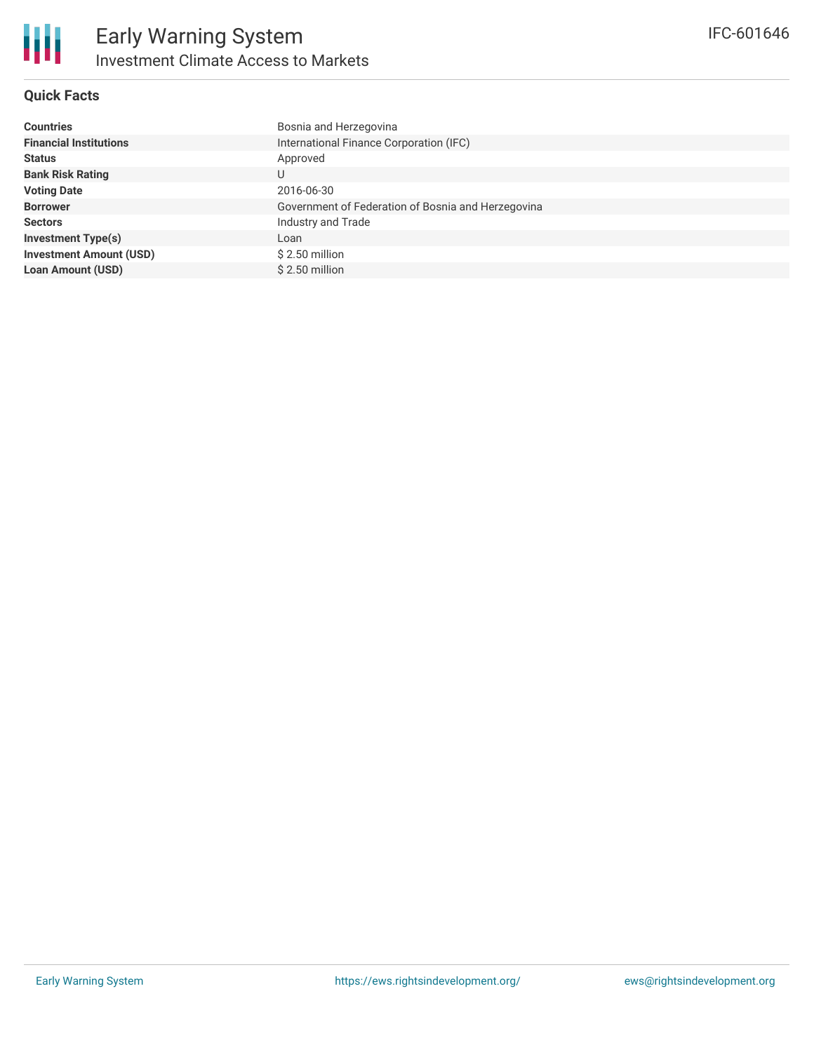# Early Warning System

## Investment Climate Access to Markets

IFC-601646

### Quick Facts

| | |
|---|---|
| **Countries** | Bosnia and Herzegovina |
| **Financial Institutions** | International Finance Corporation (IFC) |
| **Status** | Approved |
| **Bank Risk Rating** | U |
| **Voting Date** | 2016-06-30 |
| **Borrower** | Government of Federation of Bosnia and Herzegovina |
| **Sectors** | Industry and Trade |
| **Investment Type(s)** | Loan |
| **Investment Amount (USD)** | $ 2.50 million |
| **Loan Amount (USD)** | $ 2.50 million |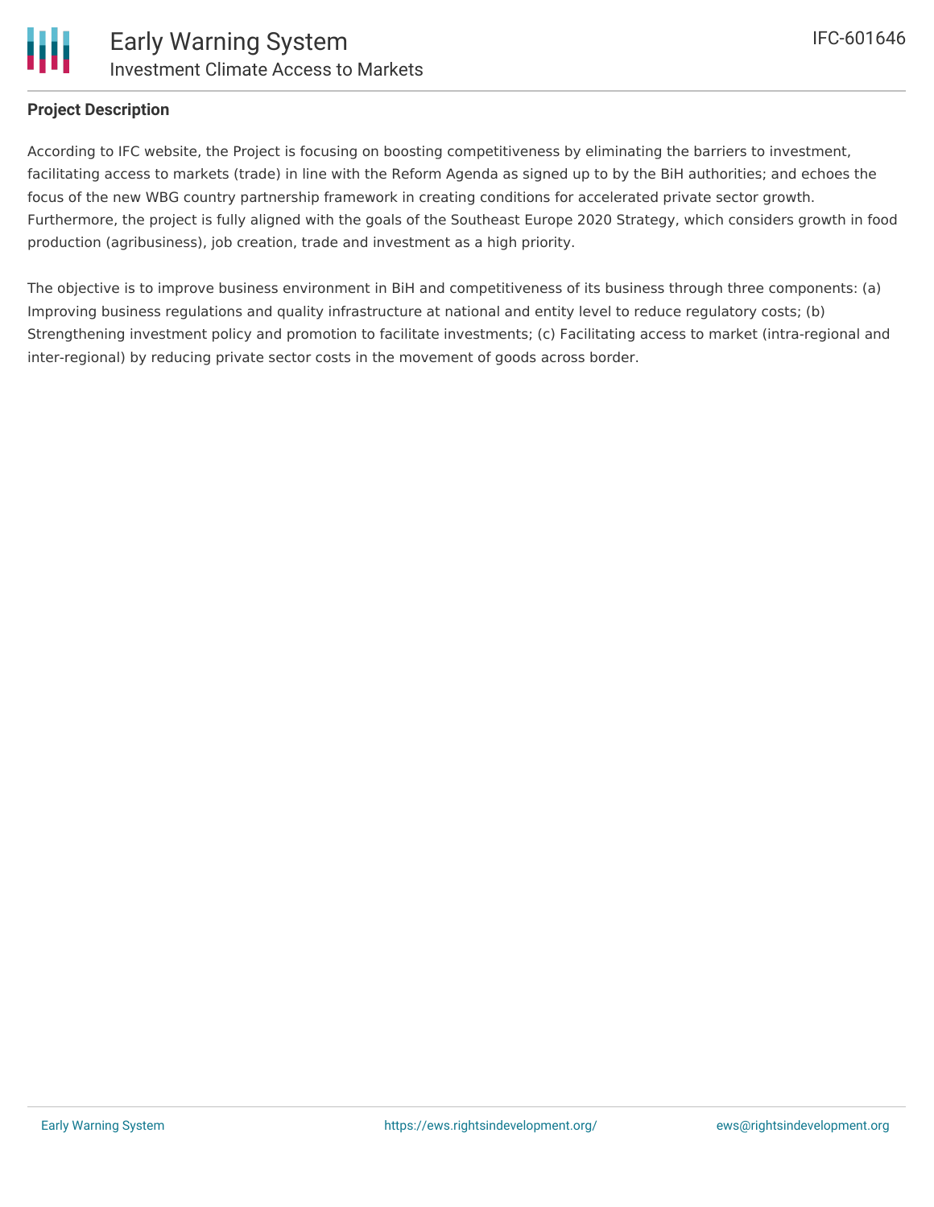## Project Description

According to IFC website, the Project is focusing on boosting competitiveness by eliminating the barriers to investment, facilitating access to markets (trade) in line with the Reform Agenda as signed up to by the BiH authorities; and echoes the focus of the new WBG country partnership framework in creating conditions for accelerated private sector growth. Furthermore, the project is fully aligned with the goals of the Southeast Europe 2020 Strategy, which considers growth in food production (agribusiness), job creation, trade and investment as a high priority.

The objective is to improve business environment in BiH and competitiveness of its business through three components: (a) Improving business regulations and quality infrastructure at national and entity level to reduce regulatory costs; (b) Strengthening investment policy and promotion to facilitate investments; (c) Facilitating access to market (intra-regional and inter-regional) by reducing private sector costs in the movement of goods across border.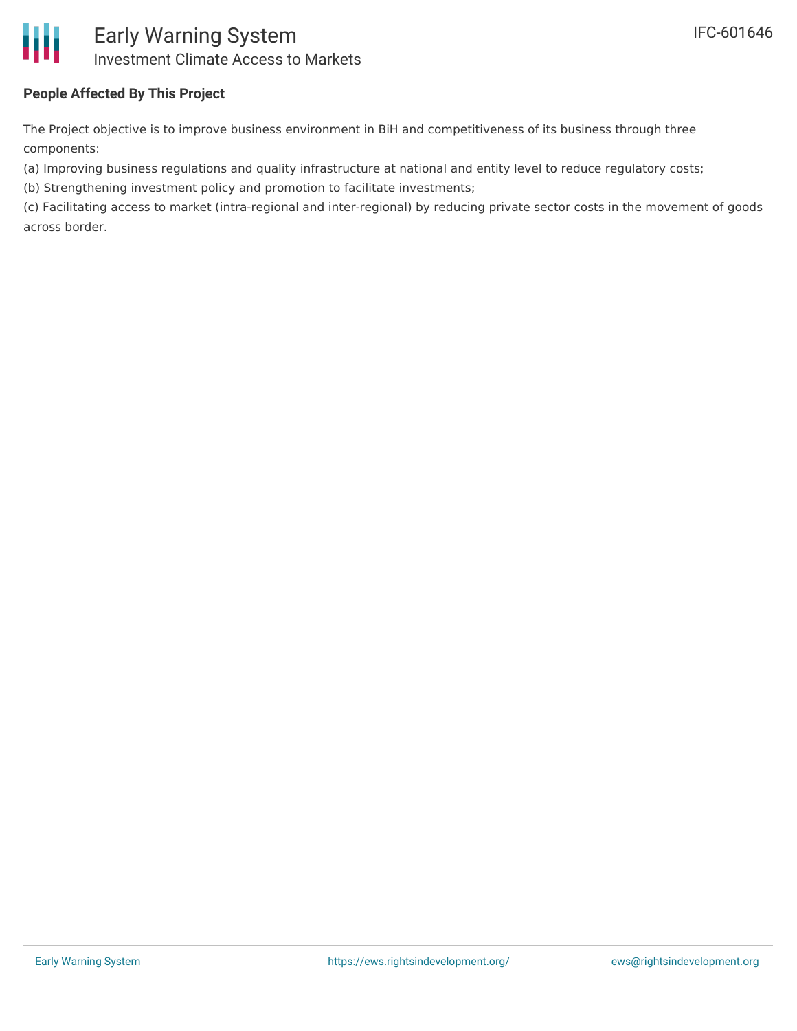## People Affected By This Project

The Project objective is to improve business environment in BiH and competitiveness of its business through three components:

(a) Improving business regulations and quality infrastructure at national and entity level to reduce regulatory costs;

(b) Strengthening investment policy and promotion to facilitate investments;

(c) Facilitating access to market (intra-regional and inter-regional) by reducing private sector costs in the movement of goods across border.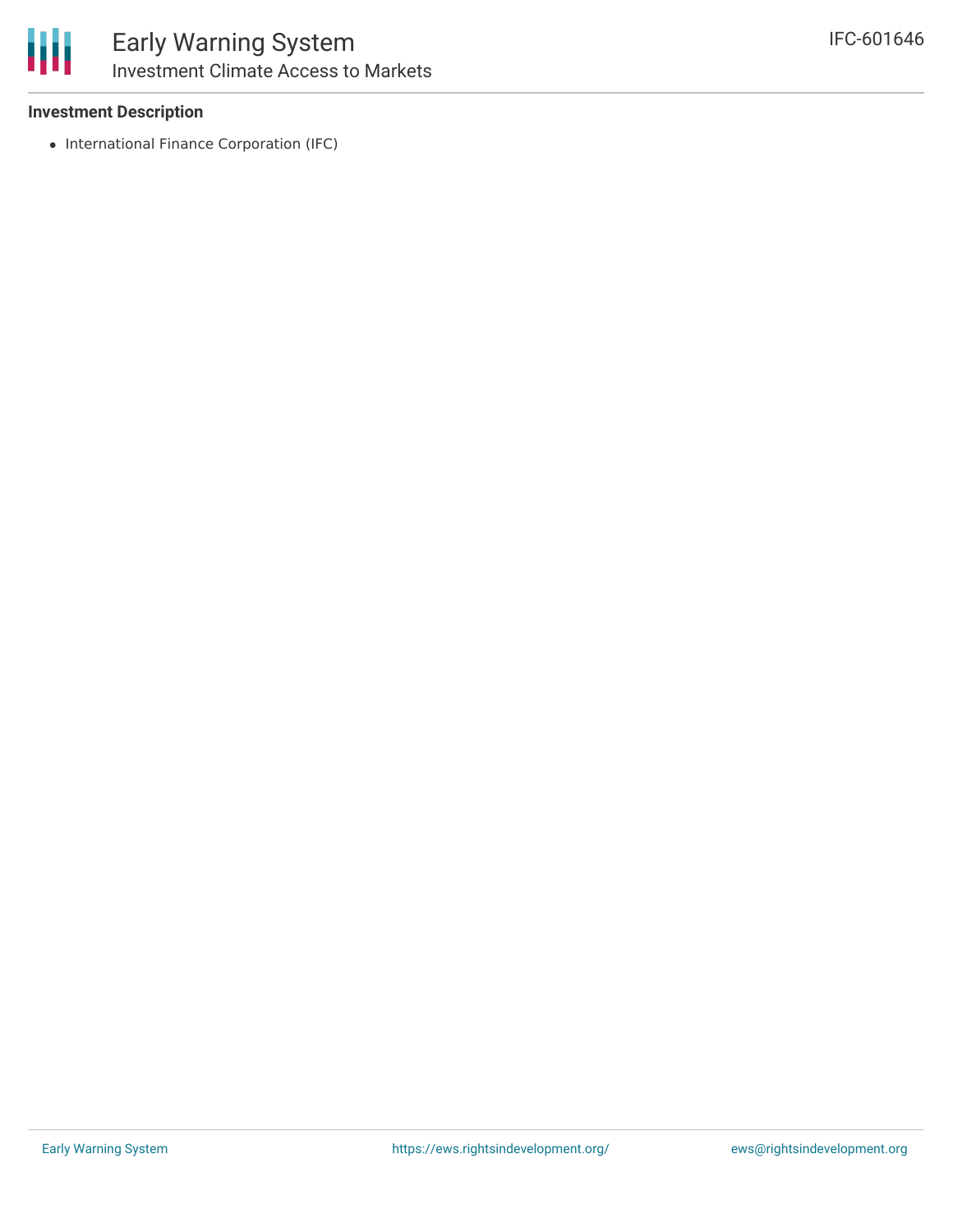### Investment Description

- International Finance Corporation (IFC)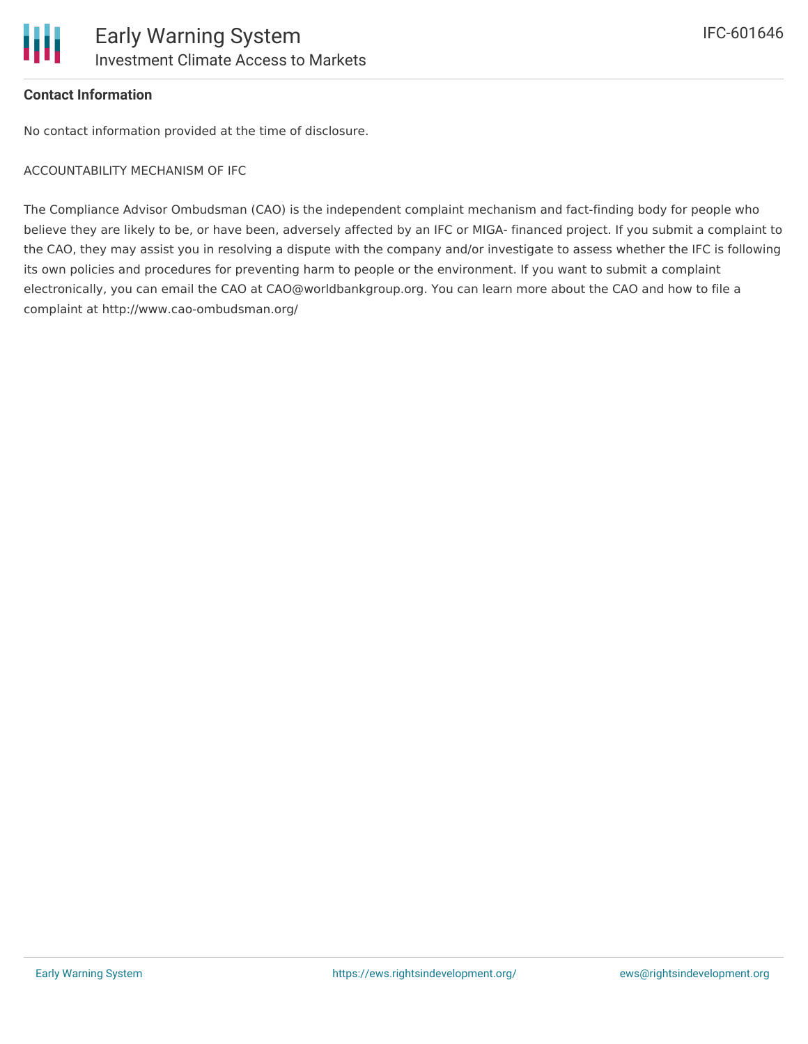**Contact Information**

No contact information provided at the time of disclosure.

ACCOUNTABILITY MECHANISM OF IFC

The Compliance Advisor Ombudsman (CAO) is the independent complaint mechanism and fact-finding body for people who believe they are likely to be, or have been, adversely affected by an IFC or MIGA- financed project. If you submit a complaint to the CAO, they may assist you in resolving a dispute with the company and/or investigate to assess whether the IFC is following its own policies and procedures for preventing harm to people or the environment. If you want to submit a complaint electronically, you can email the CAO at CAO@worldbankgroup.org. You can learn more about the CAO and how to file a complaint at http://www.cao-ombudsman.org/